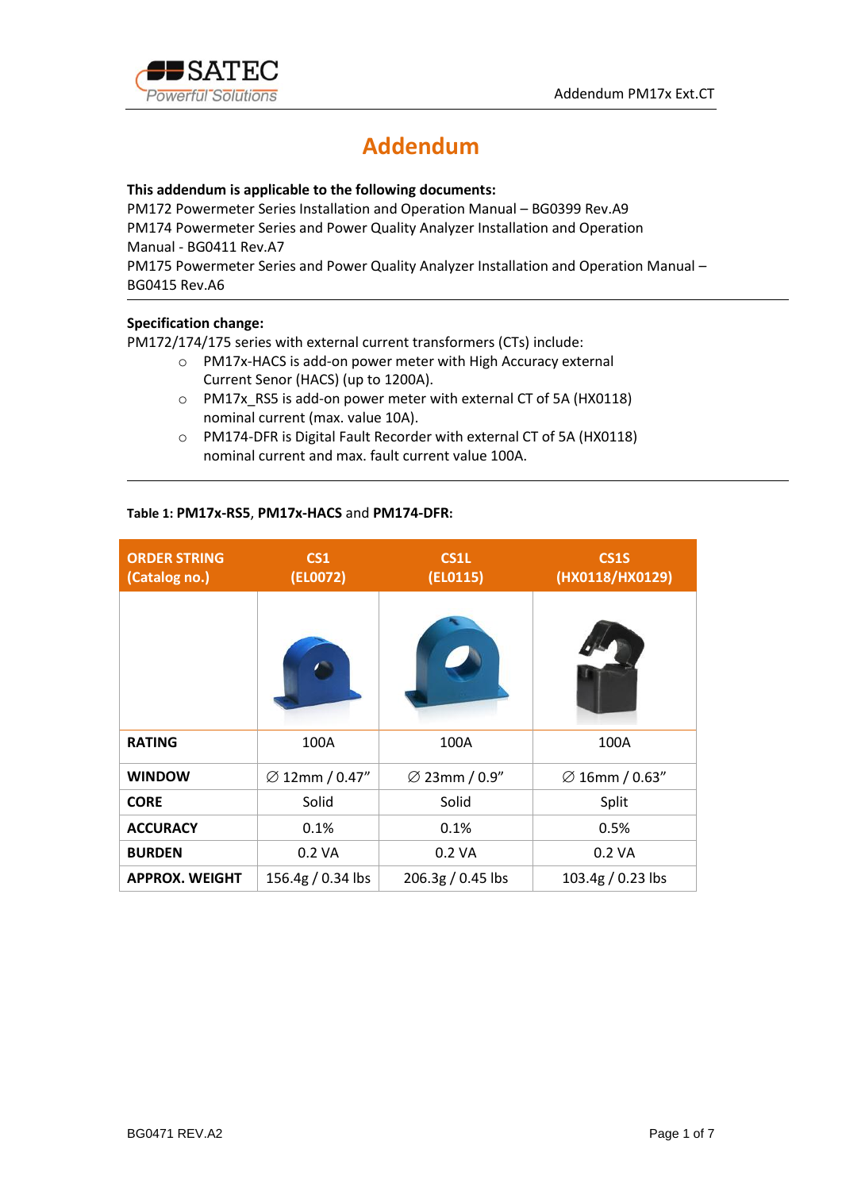# Addendum

**This addendum is applicable to the following documents:**
PM172 Powermeter Series Installation and Operation Manual – BG0399 Rev.A9
PM174 Powermeter Series and Power Quality Analyzer Installation and Operation Manual - BG0411 Rev.A7
PM175 Powermeter Series and Power Quality Analyzer Installation and Operation Manual – BG0415 Rev.A6

---

**Specification change:**
PM172/174/175 series with external current transformers (CTs) include:

- PM17x-HACS is add-on power meter with High Accuracy external Current Senor (HACS) (up to 1200A).
- PM17x_RS5 is add-on power meter with external CT of 5A (HX0118) nominal current (max. value 10A).
- PM174-DFR is Digital Fault Recorder with external CT of 5A (HX0118) nominal current and max. fault current value 100A.

---

**Table 1: PM17x-RS5**, **PM17x-HACS** and **PM174-DFR:**

| ORDER STRING (Catalog no.) | CS1 (EL0072) | CS1L (EL0115) | CS1S (HX0118/HX0129) |
|---|---|---|---|
| | | | |
| **RATING** | 100A | 100A | 100A |
| **WINDOW** | ∅ 12mm / 0.47" | ∅ 23mm / 0.9" | ∅ 16mm / 0.63" |
| **CORE** | Solid | Solid | Split |
| **ACCURACY** | 0.1% | 0.1% | 0.5% |
| **BURDEN** | 0.2 VA | 0.2 VA | 0.2 VA |
| **APPROX. WEIGHT** | 156.4g / 0.34 lbs | 206.3g / 0.45 lbs | 103.4g / 0.23 lbs |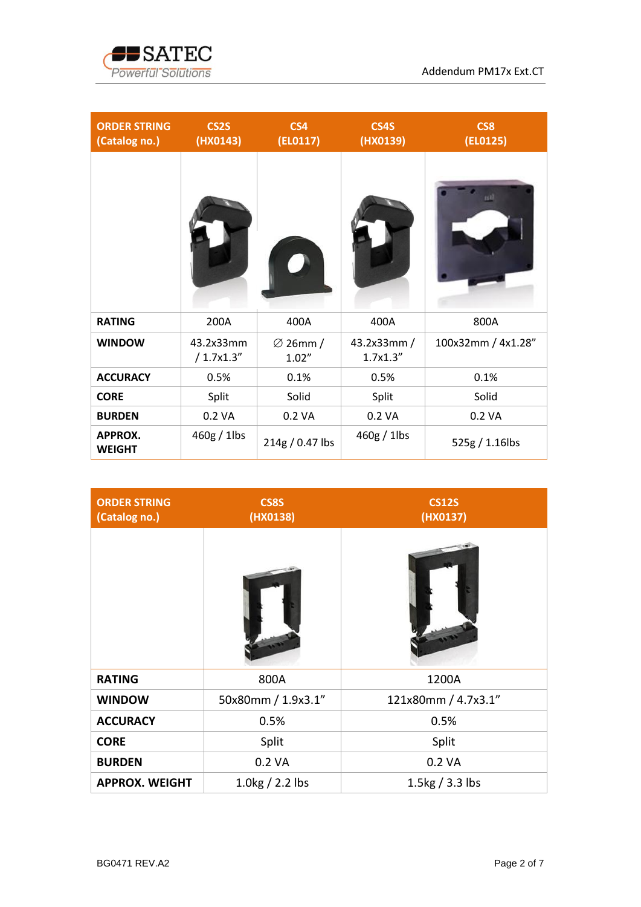| ORDER STRING (Catalog no.) | CS2S (HX0143) | CS4 (EL0117) | CS4S (HX0139) | CS8 (EL0125) |
|---|---|---|---|---|
| | | | | |
| **RATING** | 200A | 400A | 400A | 800A |
| **WINDOW** | 43.2x33mm / 1.7x1.3” | ∅ 26mm / 1.02” | 43.2x33mm / 1.7x1.3” | 100x32mm / 4x1.28” |
| **ACCURACY** | 0.5% | 0.1% | 0.5% | 0.1% |
| **CORE** | Split | Solid | Split | Solid |
| **BURDEN** | 0.2 VA | 0.2 VA | 0.2 VA | 0.2 VA |
| **APPROX. WEIGHT** | 460g / 1lbs | 214g / 0.47 lbs | 460g / 1lbs | 525g / 1.16lbs |

| ORDER STRING (Catalog no.) | CS8S (HX0138) | CS12S (HX0137) |
|---|---|---|
| | | |
| **RATING** | 800A | 1200A |
| **WINDOW** | 50x80mm / 1.9x3.1” | 121x80mm / 4.7x3.1” |
| **ACCURACY** | 0.5% | 0.5% |
| **CORE** | Split | Split |
| **BURDEN** | 0.2 VA | 0.2 VA |
| **APPROX. WEIGHT** | 1.0kg / 2.2 lbs | 1.5kg / 3.3 lbs |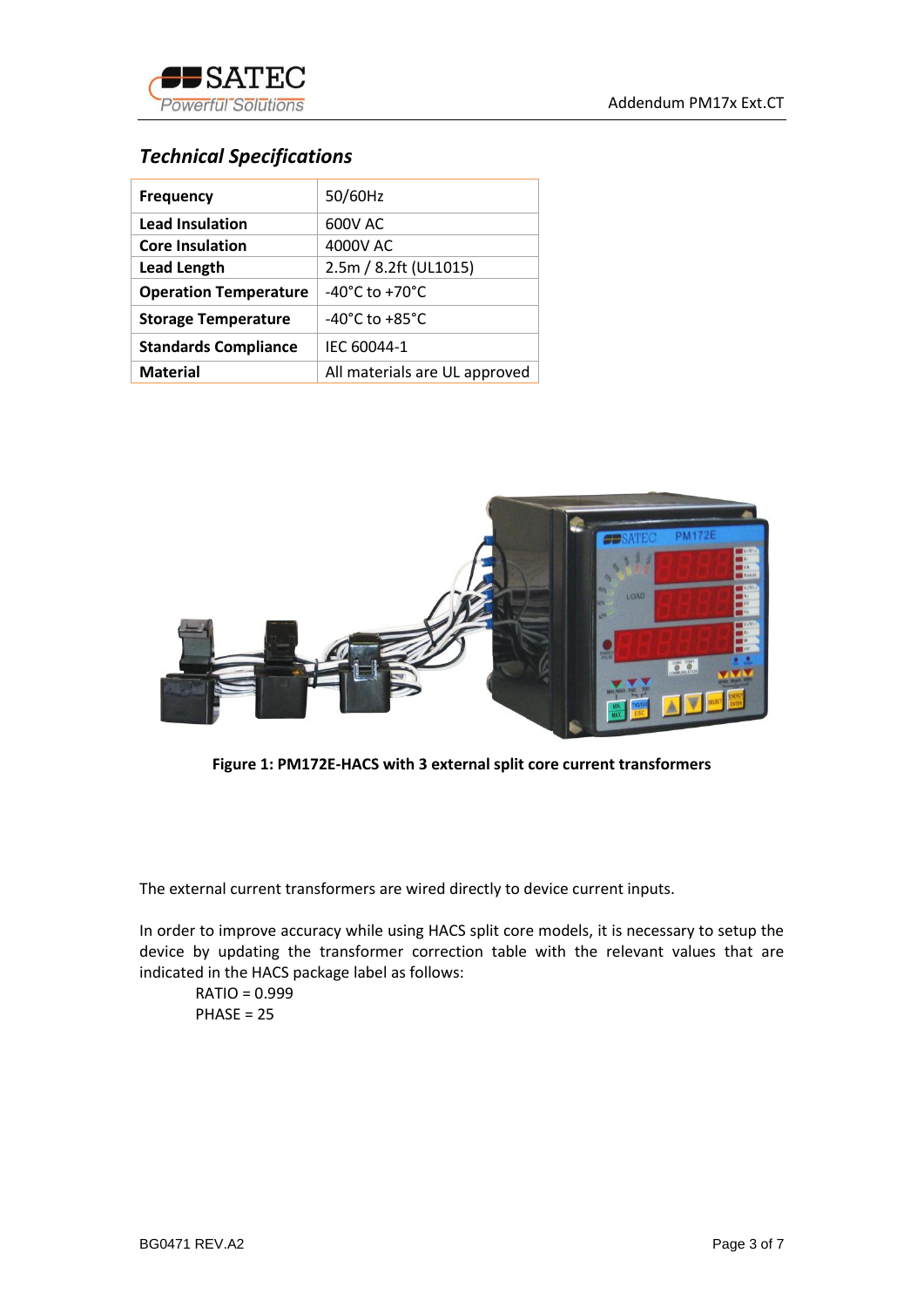### *Technical Specifications*

| | |
|---|---|
| **Frequency** | 50/60Hz |
| **Lead Insulation** | 600V AC |
| **Core Insulation** | 4000V AC |
| **Lead Length** | 2.5m / 8.2ft (UL1015) |
| **Operation Temperature** | -40°C to +70°C |
| **Storage Temperature** | -40°C to +85°C |
| **Standards Compliance** | IEC 60044-1 |
| **Material** | All materials are UL approved |

**Figure 1: PM172E-HACS with 3 external split core current transformers**

The external current transformers are wired directly to device current inputs.

In order to improve accuracy while using HACS split core models, it is necessary to setup the device by updating the transformer correction table with the relevant values that are indicated in the HACS package label as follows:

RATIO = 0.999
PHASE = 25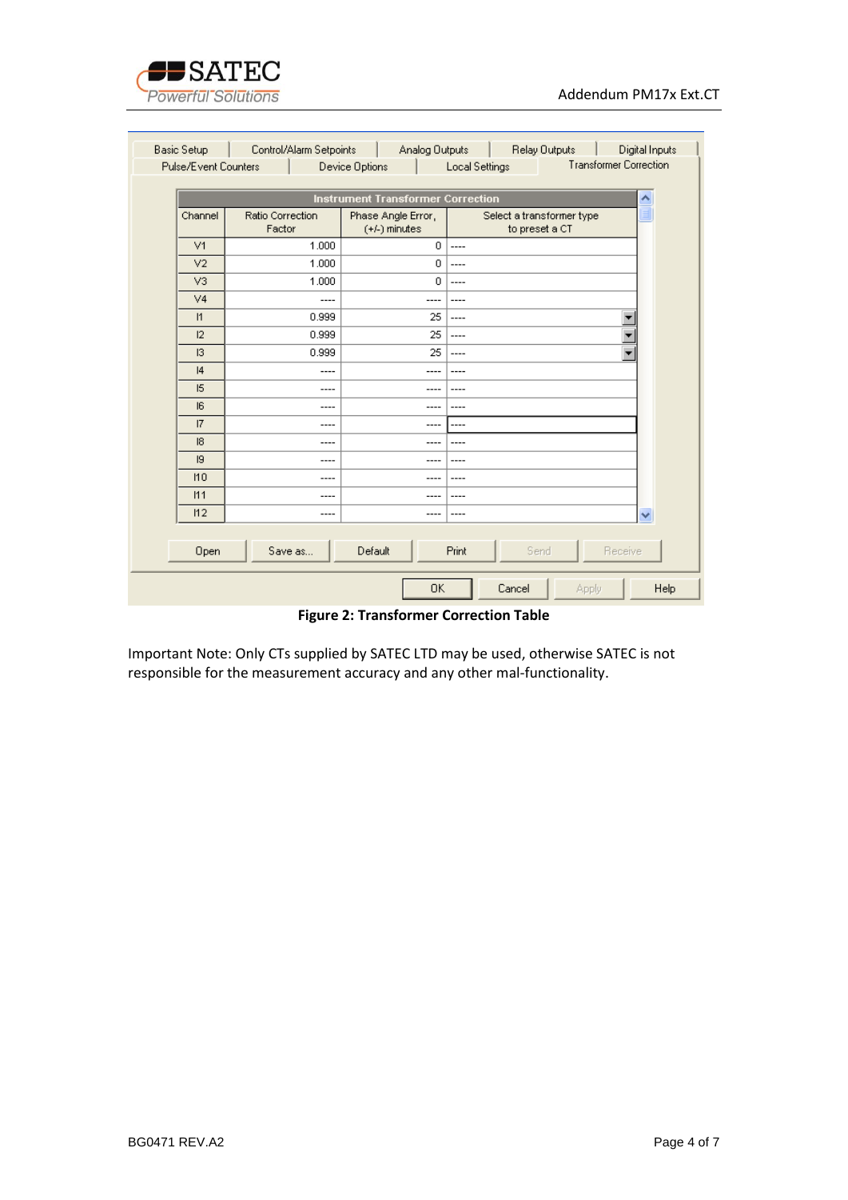| Basic Setup | Control/Alarm Setpoints | Analog Outputs | Relay Outputs | Digital Inputs |
|---|---|---|---|---|
| Pulse/Event Counters | Device Options | Local Settings | Transformer Correction | |

**Instrument Transformer Correction**

| Channel | Ratio Correction Factor | Phase Angle Error, (+/-) minutes | Select a transformer type to preset a CT |
|---|---|---|---|
| V1 | 1.000 | 0 | ---- |
| V2 | 1.000 | 0 | ---- |
| V3 | 1.000 | 0 | ---- |
| V4 | ---- | ---- | ---- |
| I1 | 0.999 | 25 | ---- |
| I2 | 0.999 | 25 | ---- |
| I3 | 0.999 | 25 | ---- |
| I4 | ---- | ---- | ---- |
| I5 | ---- | ---- | ---- |
| I6 | ---- | ---- | ---- |
| I7 | ---- | ---- | ---- |
| I8 | ---- | ---- | ---- |
| I9 | ---- | ---- | ---- |
| I10 | ---- | ---- | ---- |
| I11 | ---- | ---- | ---- |
| I12 | ---- | ---- | ---- |

Open | Save as... | Default | Print | Send | Receive

OK | Cancel | Apply | Help

**Figure 2: Transformer Correction Table**

Important Note: Only CTs supplied by SATEC LTD may be used, otherwise SATEC is not responsible for the measurement accuracy and any other mal-functionality.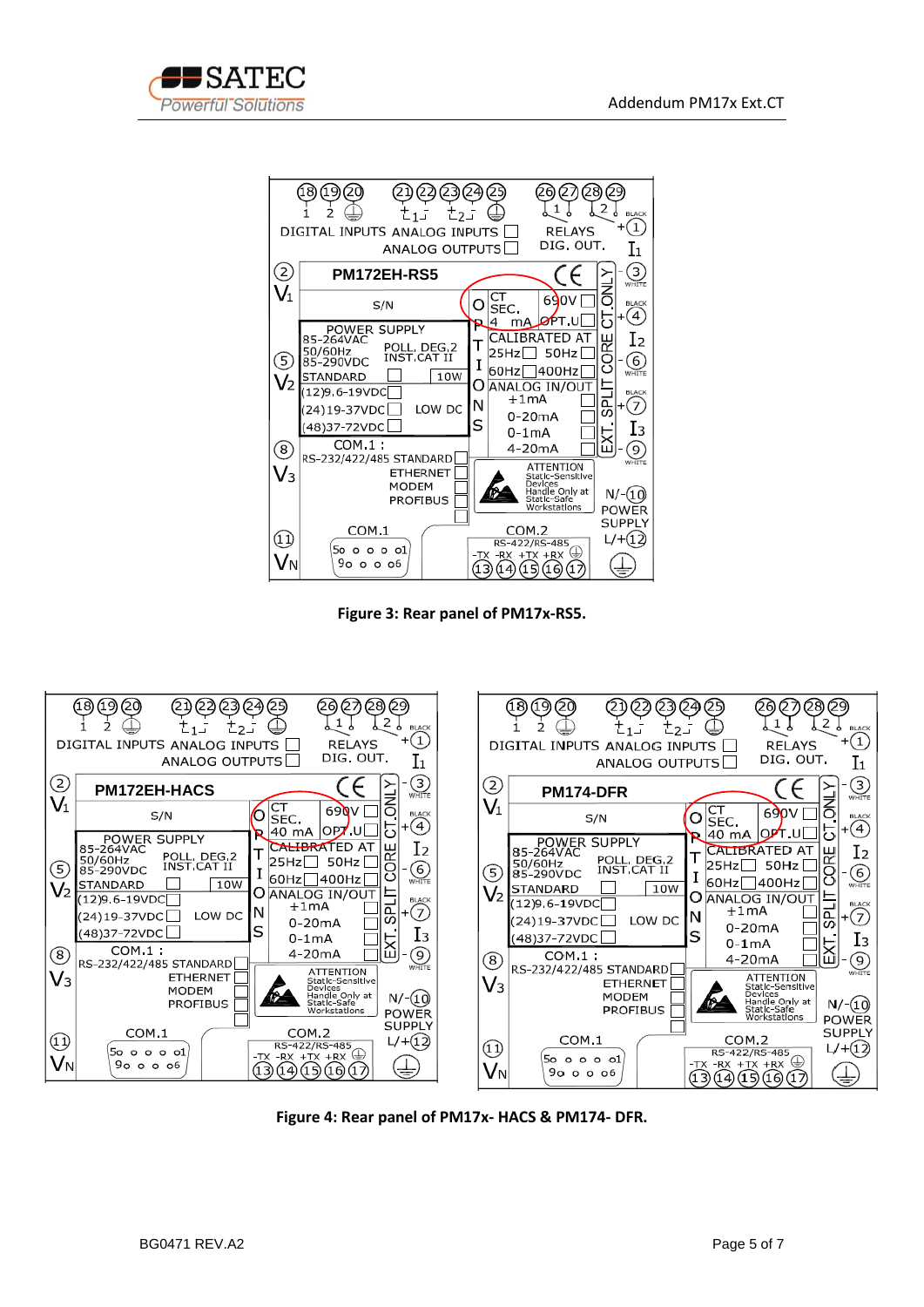Figure 3: Rear panel of PM17x-RS5.

Figure 4: Rear panel of PM17x- HACS & PM174- DFR.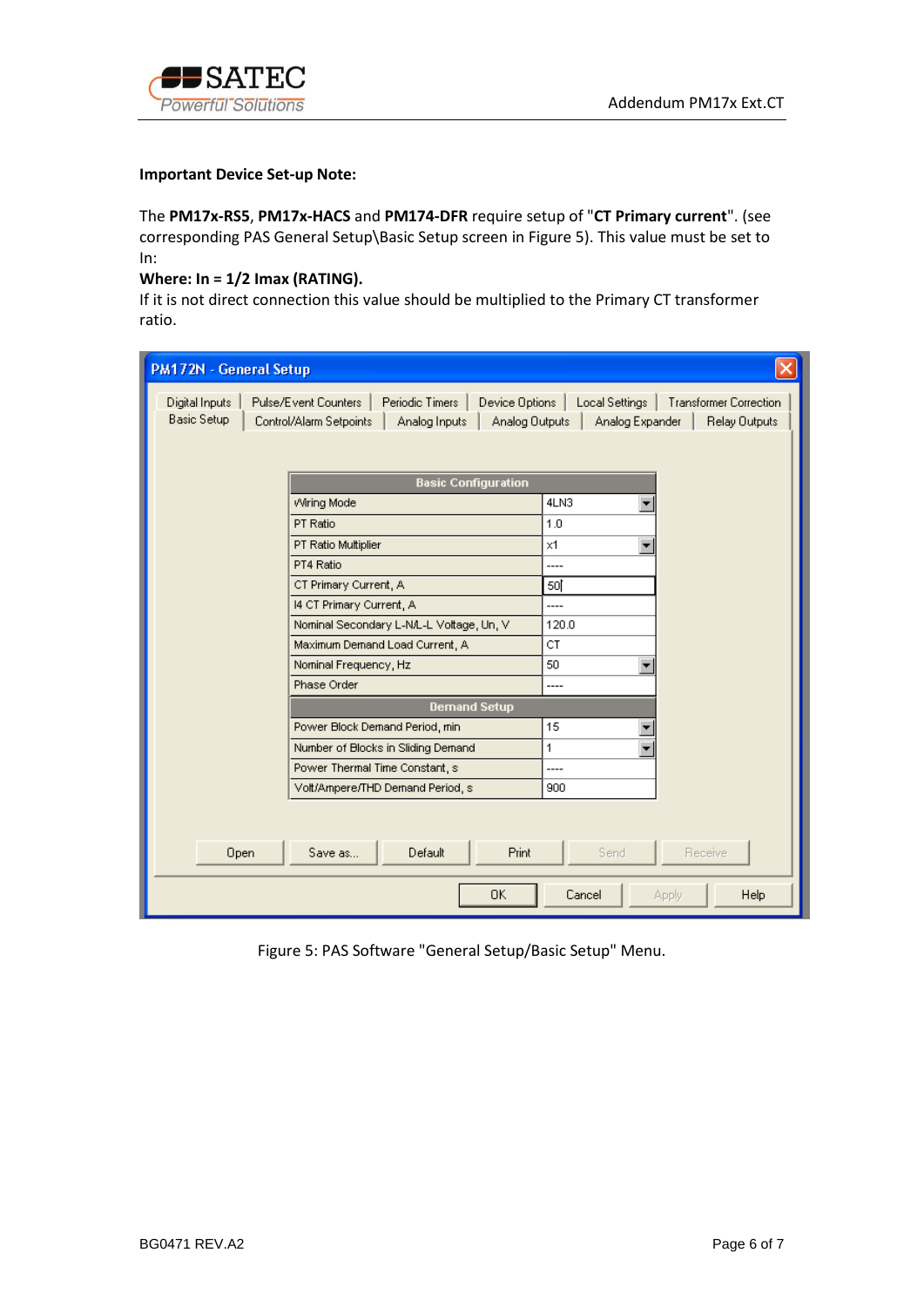**Important Device Set-up Note:**

The **PM17x-RS5**, **PM17x-HACS** and **PM174-DFR** require setup of "**CT Primary current**". (see corresponding PAS General Setup\Basic Setup screen in Figure 5). This value must be set to In:

**Where: In = 1/2 Imax (RATING).**

If it is not direct connection this value should be multiplied to the Primary CT transformer ratio.

| Basic Configuration | |
|---|---|
| Wiring Mode | 4LN3 |
| PT Ratio | 1.0 |
| PT Ratio Multiplier | x1 |
| PT4 Ratio | ---- |
| CT Primary Current, A | 50 |
| I4 CT Primary Current, A | ---- |
| Nominal Secondary L-N/L-L Voltage, Un, V | 120.0 |
| Maximum Demand Load Current, A | CT |
| Nominal Frequency, Hz | 50 |
| Phase Order | ---- |
| **Demand Setup** | |
| Power Block Demand Period, min | 15 |
| Number of Blocks in Sliding Demand | 1 |
| Power Thermal Time Constant, s | ---- |
| Volt/Ampere/THD Demand Period, s | 900 |

Figure 5: PAS Software "General Setup/Basic Setup" Menu.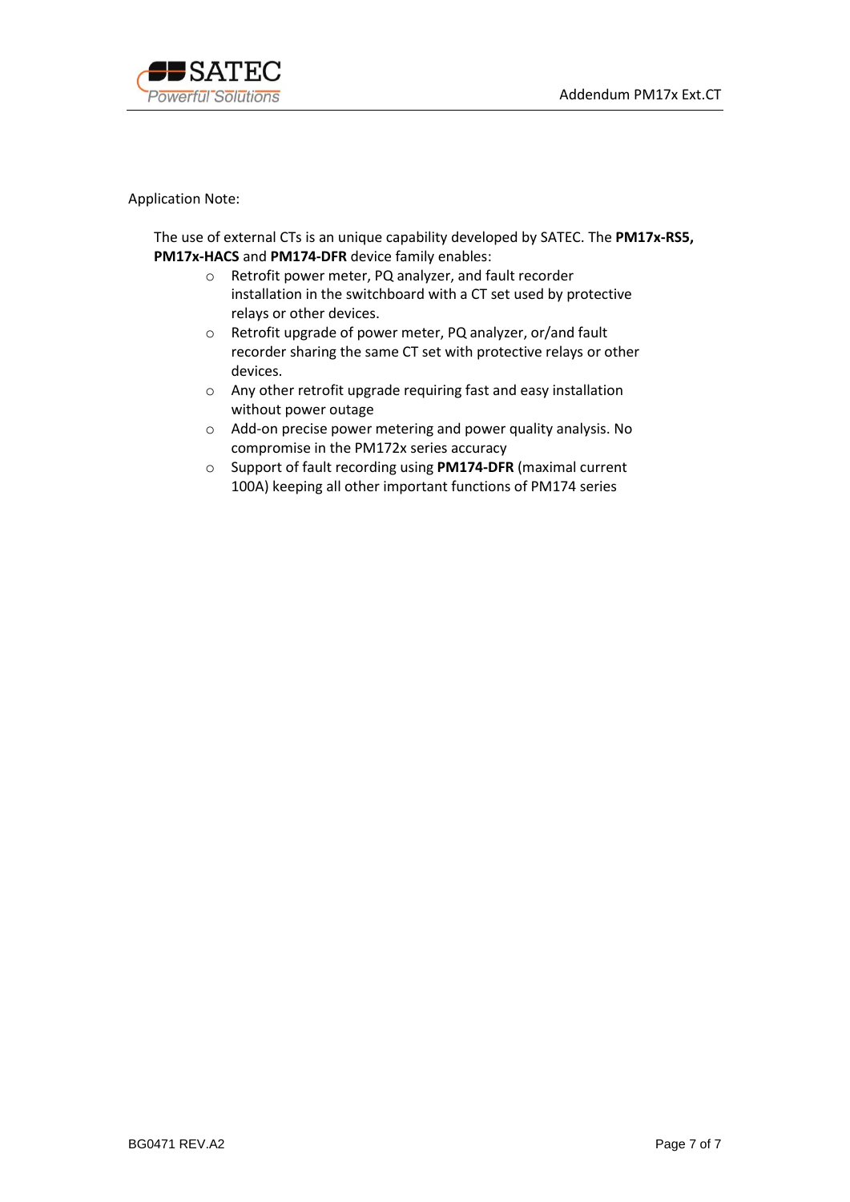Application Note:

The use of external CTs is an unique capability developed by SATEC. The **PM17x-RS5, PM17x-HACS** and **PM174-DFR** device family enables:

- Retrofit power meter, PQ analyzer, and fault recorder installation in the switchboard with a CT set used by protective relays or other devices.
- Retrofit upgrade of power meter, PQ analyzer, or/and fault recorder sharing the same CT set with protective relays or other devices.
- Any other retrofit upgrade requiring fast and easy installation without power outage
- Add-on precise power metering and power quality analysis. No compromise in the PM172x series accuracy
- Support of fault recording using **PM174-DFR** (maximal current 100A) keeping all other important functions of PM174 series